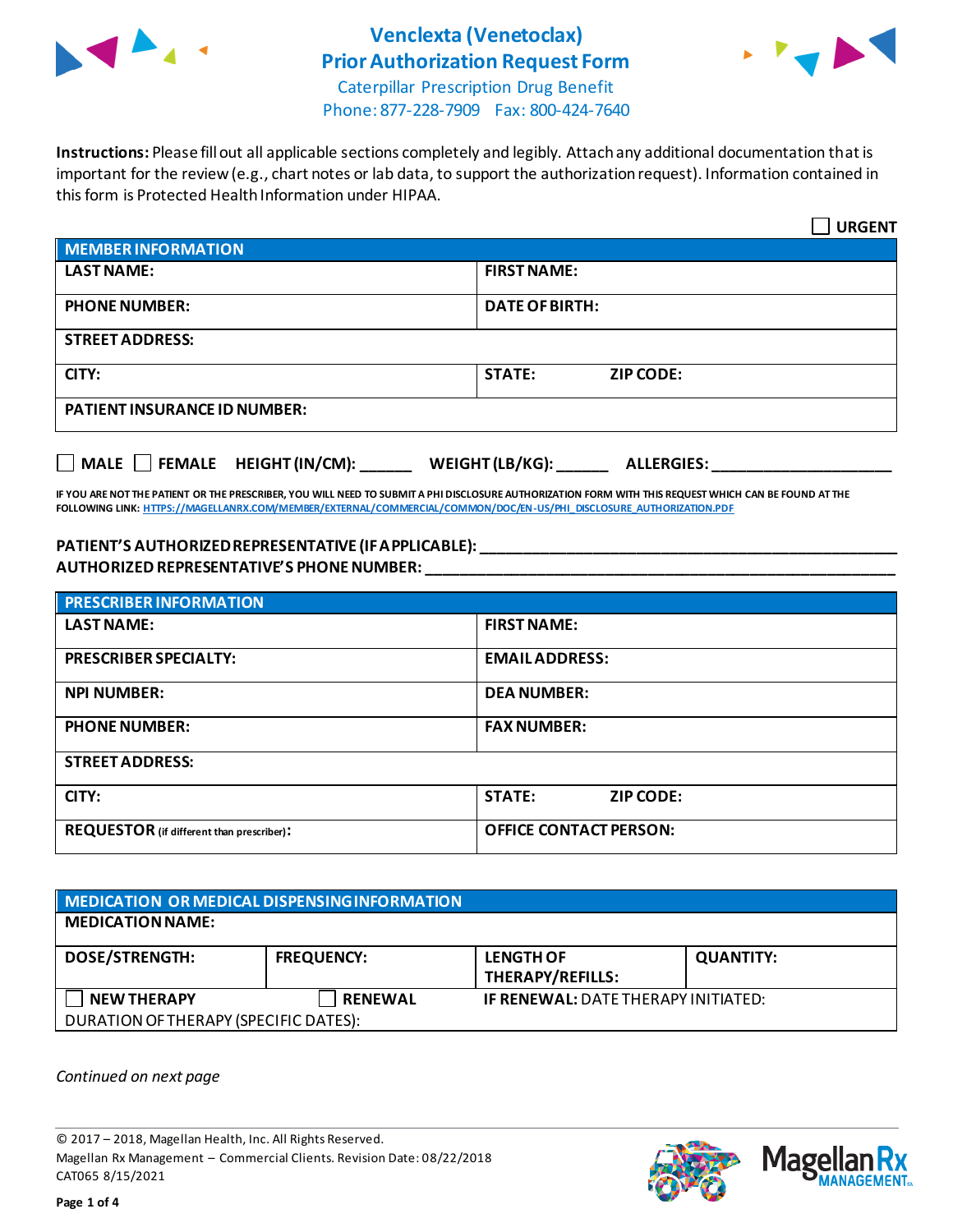# Venclexta (Venetoclax) Prior Authorization Request Form

Caterpillar Prescription Drug Benefit
Phone: 877-228-7909 Fax: 800-424-7640

**Instructions:** Please fill out all applicable sections completely and legibly. Attach any additional documentation that is important for the review (e.g., chart notes or lab data, to support the authorization request). Information contained in this form is Protected Health Information under HIPAA.

☐ **URGENT**

| **MEMBER INFORMATION** | |
|---|---|
| **LAST NAME:** | **FIRST NAME:** |
| **PHONE NUMBER:** | **DATE OF BIRTH:** |
| **STREET ADDRESS:** | |
| **CITY:** | **STATE:** **ZIP CODE:** |
| **PATIENT INSURANCE ID NUMBER:** | |

☐ **MALE** ☐ **FEMALE** **HEIGHT (IN/CM):** ______ **WEIGHT (LB/KG):** ______ **ALLERGIES:** ____________________

**IF YOU ARE NOT THE PATIENT OR THE PRESCRIBER, YOU WILL NEED TO SUBMIT A PHI DISCLOSURE AUTHORIZATION FORM WITH THIS REQUEST WHICH CAN BE FOUND AT THE FOLLOWING LINK: HTTPS://MAGELLANRX.COM/MEMBER/EXTERNAL/COMMERCIAL/COMMON/DOC/EN-US/PHI_DISCLOSURE_AUTHORIZATION.PDF**

**PATIENT'S AUTHORIZED REPRESENTATIVE (IF APPLICABLE):** ____________________________________________
**AUTHORIZED REPRESENTATIVE'S PHONE NUMBER:** ____________________________________________

| **PRESCRIBER INFORMATION** | |
|---|---|
| **LAST NAME:** | **FIRST NAME:** |
| **PRESCRIBER SPECIALTY:** | **EMAIL ADDRESS:** |
| **NPI NUMBER:** | **DEA NUMBER:** |
| **PHONE NUMBER:** | **FAX NUMBER:** |
| **STREET ADDRESS:** | |
| **CITY:** | **STATE:** **ZIP CODE:** |
| **REQUESTOR** (if different than prescriber)**:** | **OFFICE CONTACT PERSON:** |

| **MEDICATION OR MEDICAL DISPENSING INFORMATION** | | | |
|---|---|---|---|
| **MEDICATION NAME:** | | | |
| **DOSE/STRENGTH:** | **FREQUENCY:** | **LENGTH OF THERAPY/REFILLS:** | **QUANTITY:** |
| ☐ **NEW THERAPY** | ☐ **RENEWAL** | **IF RENEWAL:** DATE THERAPY INITIATED: | |
| DURATION OF THERAPY (SPECIFIC DATES): | | | |

*Continued on next page*

© 2017 – 2018, Magellan Health, Inc. All Rights Reserved.
Magellan Rx Management – Commercial Clients. Revision Date: 08/22/2018
CAT065 8/15/2021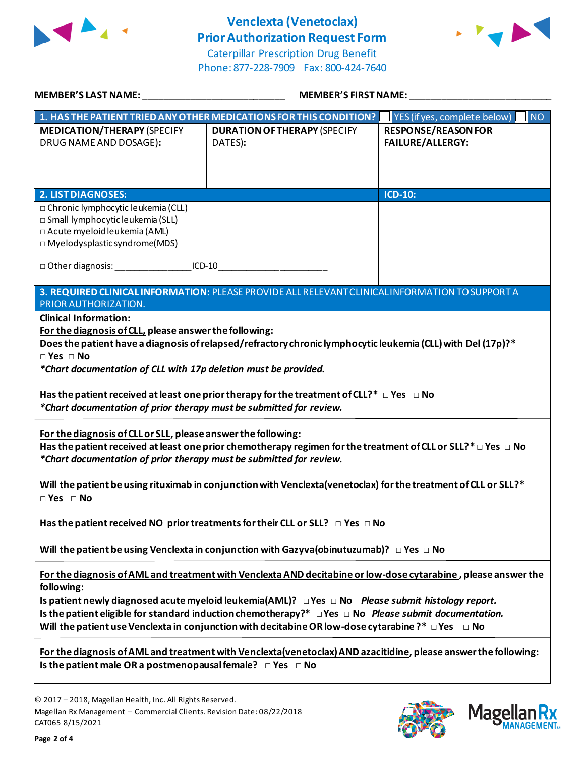# Venclexta (Venetoclax) Prior Authorization Request Form

Caterpillar Prescription Drug Benefit
Phone: 877-228-7909 Fax: 800-424-7640

**MEMBER'S LAST NAME:** ___________________________ **MEMBER'S FIRST NAME:** ___________________________

| **1. HAS THE PATIENT TRIED ANY OTHER MEDICATIONS FOR THIS CONDITION?** ☐ YES (if yes, complete below) ☐ NO | | |
|---|---|---|
| **MEDICATION/THERAPY** (SPECIFY DRUG NAME AND DOSAGE): | **DURATION OF THERAPY** (SPECIFY DATES): | **RESPONSE/REASON FOR FAILURE/ALLERGY:** |
| | | |

| **2. LIST DIAGNOSES:** | **ICD-10:** |
|---|---|
| □ Chronic lymphocytic leukemia (CLL)<br>□ Small lymphocytic leukemia (SLL)<br>□ Acute myeloid leukemia (AML)<br>□ Myelodysplastic syndrome(MDS)<br><br>□ Other diagnosis: _______________ICD-10______________________ | |

**3. REQUIRED CLINICAL INFORMATION:** PLEASE PROVIDE ALL RELEVANT CLINICAL INFORMATION TO SUPPORT A PRIOR AUTHORIZATION.

**Clinical Information:**

**For the diagnosis of CLL, please answer the following:**

**Does the patient have a diagnosis of relapsed/refractory chronic lymphocytic leukemia (CLL) with Del (17p)?***
**□ Yes □ No**

***Chart documentation of CLL with 17p deletion must be provided.***

**Has the patient received at least one prior therapy for the treatment of CLL?* □ Yes □ No**
***Chart documentation of prior therapy must be submitted for review.***

---

**For the diagnosis of CLL or SLL, please answer the following:**

**Has the patient received at least one prior chemotherapy regimen for the treatment of CLL or SLL?* □ Yes □ No**
***Chart documentation of prior therapy must be submitted for review.***

**Will the patient be using rituximab in conjunction with Venclexta(venetoclax) for the treatment of CLL or SLL?***
**□ Yes □ No**

**Has the patient received NO prior treatments for their CLL or SLL? □ Yes □ No**

**Will the patient be using Venclexta in conjunction with Gazyva(obinutuzumab)? □ Yes □ No**

---

**For the diagnosis of AML and treatment with Venclexta AND decitabine or low-dose cytarabine, please answer the following:**

**Is patient newly diagnosed acute myeloid leukemia(AML)? □ Yes □ No** ***Please submit histology report.***
**Is the patient eligible for standard induction chemotherapy?* □ Yes □ No** ***Please submit documentation.***
**Will the patient use Venclexta in conjunction with decitabine OR low-dose cytarabine ?* □ Yes □ No**

---

**For the diagnosis of AML and treatment with Venclexta(venetoclax) AND azacitidine, please answer the following:**

**Is the patient male OR a postmenopausal female? □ Yes □ No**

© 2017 – 2018, Magellan Health, Inc. All Rights Reserved.
Magellan Rx Management – Commercial Clients. Revision Date: 08/22/2018
CAT065 8/15/2021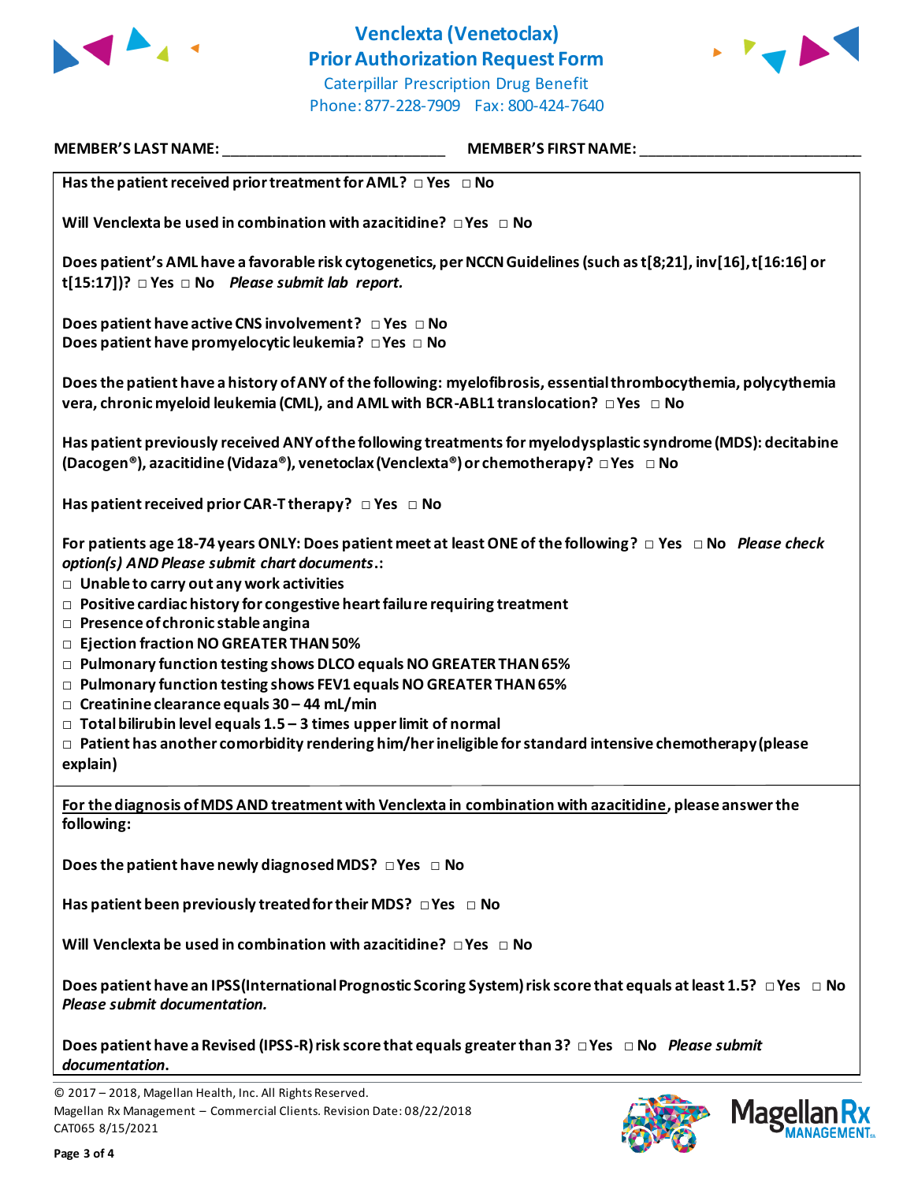# Venclexta (Venetoclax) Prior Authorization Request Form

Caterpillar Prescription Drug Benefit
Phone: 877-228-7909 Fax: 800-424-7640

**MEMBER'S LAST NAME:** ___________________________ **MEMBER'S FIRST NAME:** ___________________________

**Has the patient received prior treatment for AML?** □ Yes □ No

**Will Venclexta be used in combination with azacitidine?** □ Yes □ No

**Does patient's AML have a favorable risk cytogenetics, per NCCN Guidelines (such as t[8;21], inv[16], t[16:16] or t[15:17])?** □ Yes □ No *Please submit lab report.*

**Does patient have active CNS involvement?** □ Yes □ No
**Does patient have promyelocytic leukemia?** □ Yes □ No

**Does the patient have a history of ANY of the following: myelofibrosis, essential thrombocythemia, polycythemia vera, chronic myeloid leukemia (CML), and AML with BCR-ABL1 translocation?** □ Yes □ No

**Has patient previously received ANY of the following treatments for myelodysplastic syndrome (MDS): decitabine (Dacogen®), azacitidine (Vidaza®), venetoclax (Venclexta®) or chemotherapy?** □ Yes □ No

**Has patient received prior CAR-T therapy?** □ Yes □ No

**For patients age 18-74 years ONLY: Does patient meet at least ONE of the following?** □ Yes □ No ***Please check option(s) AND Please submit chart documents*.:**

- □ **Unable to carry out any work activities**
- □ **Positive cardiac history for congestive heart failure requiring treatment**
- □ **Presence of chronic stable angina**
- □ **Ejection fraction NO GREATER THAN 50%**
- □ **Pulmonary function testing shows DLCO equals NO GREATER THAN 65%**
- □ **Pulmonary function testing shows FEV1 equals NO GREATER THAN 65%**
- □ **Creatinine clearance equals 30 – 44 mL/min**
- □ **Total bilirubin level equals 1.5 – 3 times upper limit of normal**
- □ **Patient has another comorbidity rendering him/her ineligible for standard intensive chemotherapy (please explain)**

**<u>For the diagnosis of MDS AND treatment with Venclexta in combination with azacitidine</u>, please answer the following:**

**Does the patient have newly diagnosed MDS?** □ Yes □ No

**Has patient been previously treated for their MDS?** □ Yes □ No

**Will Venclexta be used in combination with azacitidine?** □ Yes □ No

**Does patient have an IPSS (International Prognostic Scoring System) risk score that equals at least 1.5?** □ Yes □ No
***Please submit documentation.***

**Does patient have a Revised (IPSS-R) risk score that equals greater than 3?** □ Yes □ No ***Please submit documentation.***

© 2017 – 2018, Magellan Health, Inc. All Rights Reserved.
Magellan Rx Management – Commercial Clients. Revision Date: 08/22/2018
CAT065 8/15/2021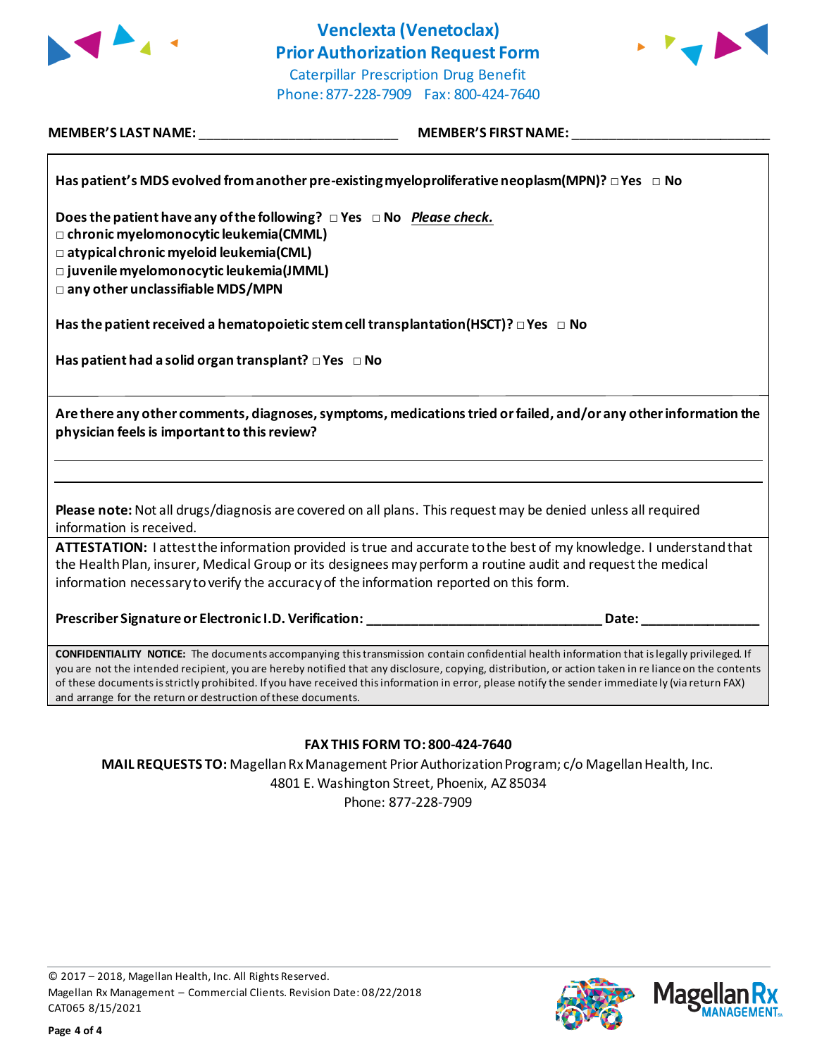# Venclexta (Venetoclax) Prior Authorization Request Form

Caterpillar Prescription Drug Benefit
Phone: 877-228-7909 Fax: 800-424-7640

**MEMBER'S LAST NAME:** ___________________________ **MEMBER'S FIRST NAME:** ___________________________

**Has patient's MDS evolved from another pre-existing myeloproliferative neoplasm(MPN)?** □ Yes □ No

**Does the patient have any of the following?** □ Yes □ No ***Please check.***

- □ **chronic myelomonocytic leukemia(CMML)**
- □ **atypical chronic myeloid leukemia(CML)**
- □ **juvenile myelomonocytic leukemia(JMML)**
- □ **any other unclassifiable MDS/MPN**

**Has the patient received a hematopoietic stem cell transplantation(HSCT)?** □ Yes □ No

**Has patient had a solid organ transplant?** □ Yes □ No

**Are there any other comments, diagnoses, symptoms, medications tried or failed, and/or any other information the physician feels is important to this review?**

_______________________________________________________________________________

_______________________________________________________________________________

**Please note:** Not all drugs/diagnosis are covered on all plans. This request may be denied unless all required information is received.

**ATTESTATION:** I attest the information provided is true and accurate to the best of my knowledge. I understand that the Health Plan, insurer, Medical Group or its designees may perform a routine audit and request the medical information necessary to verify the accuracy of the information reported on this form.

**Prescriber Signature or Electronic I.D. Verification:** ________________________________ **Date:** ________________

**CONFIDENTIALITY NOTICE:** The documents accompanying this transmission contain confidential health information that is legally privileged. If you are not the intended recipient, you are hereby notified that any disclosure, copying, distribution, or action taken in reliance on the contents of these documents is strictly prohibited. If you have received this information in error, please notify the sender immediately (via return FAX) and arrange for the return or destruction of these documents.

**FAX THIS FORM TO: 800-424-7640**

**MAIL REQUESTS TO:** Magellan Rx Management Prior Authorization Program; c/o Magellan Health, Inc.
4801 E. Washington Street, Phoenix, AZ 85034
Phone: 877-228-7909

© 2017 – 2018, Magellan Health, Inc. All Rights Reserved.
Magellan Rx Management – Commercial Clients. Revision Date: 08/22/2018
CAT065 8/15/2021